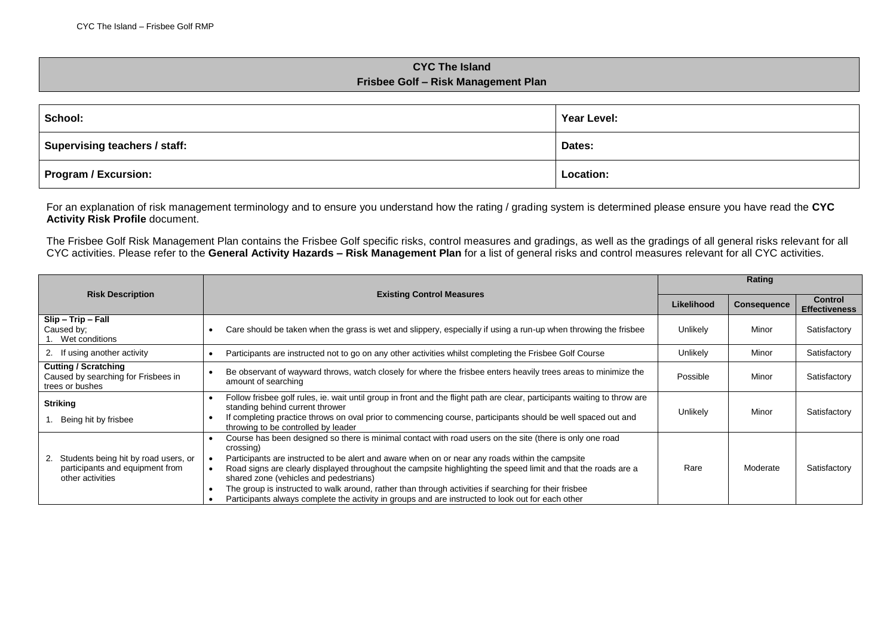# CYC The Island
## Frisbee Golf – Risk Management Plan

| School: | Year Level: |
|---|---|
| Supervising teachers / staff: | Dates: |
| Program / Excursion: | Location: |

For an explanation of risk management terminology and to ensure you understand how the rating / grading system is determined please ensure you have read the **CYC Activity Risk Profile** document.

The Frisbee Golf Risk Management Plan contains the Frisbee Golf specific risks, control measures and gradings, as well as the gradings of all general risks relevant for all CYC activities. Please refer to the **General Activity Hazards – Risk Management Plan** for a list of general risks and control measures relevant for all CYC activities.

| Risk Description | Existing Control Measures | Rating | | |
|---|---|---|---|---|
| | | **Likelihood** | **Consequence** | **Control Effectiveness** |
| **Slip – Trip – Fall**<br>Caused by;<br>1. Wet conditions | • Care should be taken when the grass is wet and slippery, especially if using a run-up when throwing the frisbee | Unlikely | Minor | Satisfactory |
| 2. If using another activity | • Participants are instructed not to go on any other activities whilst completing the Frisbee Golf Course | Unlikely | Minor | Satisfactory |
| **Cutting / Scratching**<br>Caused by searching for Frisbees in trees or bushes | • Be observant of wayward throws, watch closely for where the frisbee enters heavily trees areas to minimize the amount of searching | Possible | Minor | Satisfactory |
| **Striking**<br>1. Being hit by frisbee | • Follow frisbee golf rules, ie. wait until group in front and the flight path are clear, participants waiting to throw are standing behind current thrower<br>• If completing practice throws on oval prior to commencing course, participants should be well spaced out and throwing to be controlled by leader | Unlikely | Minor | Satisfactory |
| 2. Students being hit by road users, or participants and equipment from other activities | • Course has been designed so there is minimal contact with road users on the site (there is only one road crossing)<br>• Participants are instructed to be alert and aware when on or near any roads within the campsite<br>• Road signs are clearly displayed throughout the campsite highlighting the speed limit and that the roads are a shared zone (vehicles and pedestrians)<br>• The group is instructed to walk around, rather than through activities if searching for their frisbee<br>• Participants always complete the activity in groups and are instructed to look out for each other | Rare | Moderate | Satisfactory |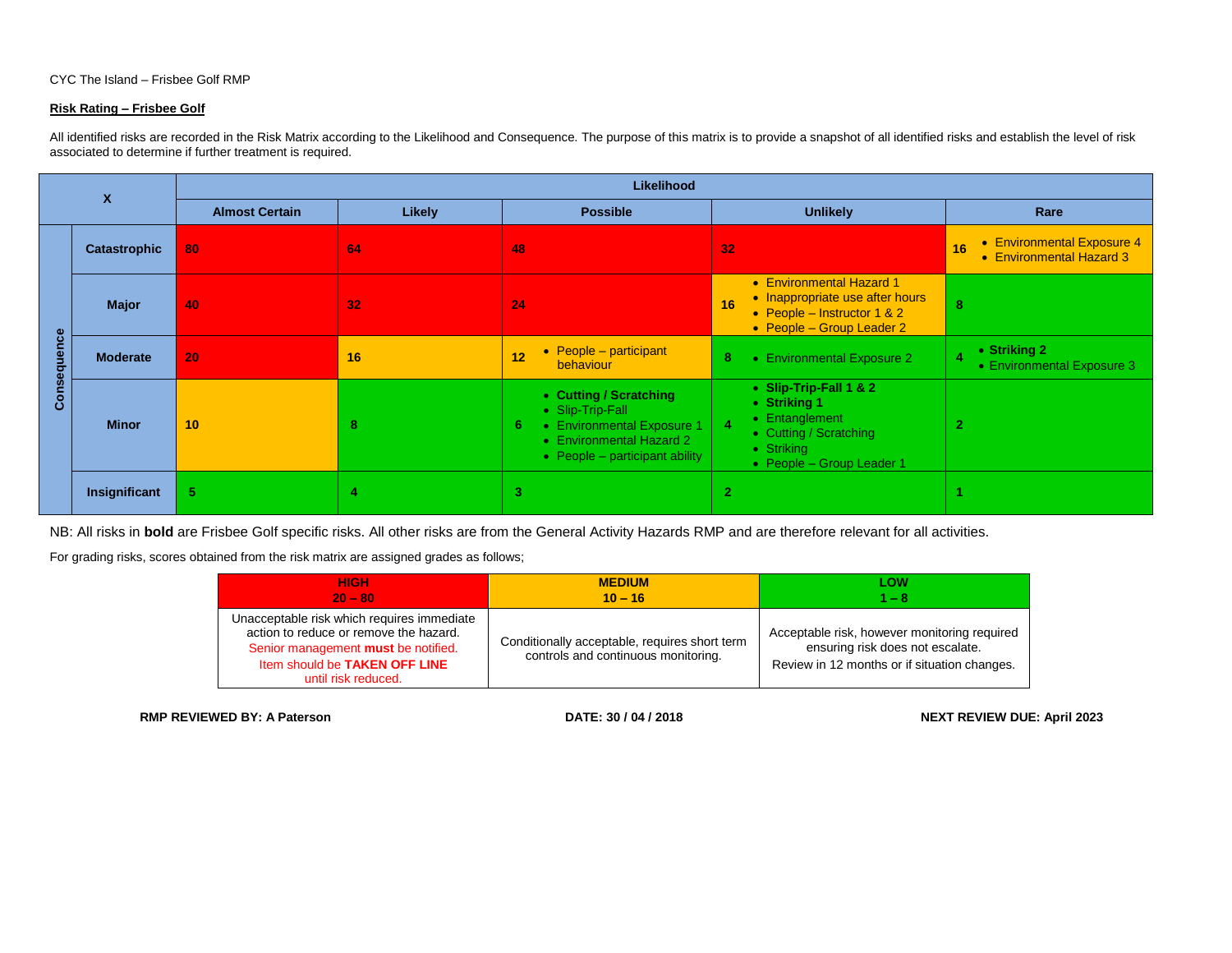CYC The Island – Frisbee Golf RMP

**Risk Rating – Frisbee Golf**

All identified risks are recorded in the Risk Matrix according to the Likelihood and Consequence. The purpose of this matrix is to provide a snapshot of all identified risks and establish the level of risk associated to determine if further treatment is required.

| X | | Likelihood | | | | |
|---|---|---|---|---|---|---|
| | | **Almost Certain** | **Likely** | **Possible** | **Unlikely** | **Rare** |
| **Consequence** | **Catastrophic** | 80 | 64 | 48 | 32 | 16 • Environmental Exposure 4 • Environmental Hazard 3 |
| | **Major** | 40 | 32 | 24 | 16 • Environmental Hazard 1 • Inappropriate use after hours • People – Instructor 1 & 2 • People – Group Leader 2 | 8 |
| | **Moderate** | 20 | 16 | 12 • People – participant behaviour | 8 • Environmental Exposure 2 | 4 • **Striking 2** • Environmental Exposure 3 |
| | **Minor** | 10 | 8 | 6 • **Cutting / Scratching** • Slip-Trip-Fall • Environmental Exposure 1 • Environmental Hazard 2 • People – participant ability | 4 • **Slip-Trip-Fall 1 & 2** • **Striking 1** • Entanglement • Cutting / Scratching • Striking • People – Group Leader 1 | 2 |
| | **Insignificant** | 5 | 4 | 3 | 2 | 1 |

NB: All risks in **bold** are Frisbee Golf specific risks. All other risks are from the General Activity Hazards RMP and are therefore relevant for all activities.

For grading risks, scores obtained from the risk matrix are assigned grades as follows;

| **HIGH** 20 – 80 | **MEDIUM** 10 – 16 | **LOW** 1 – 8 |
|---|---|---|
| Unacceptable risk which requires immediate action to reduce or remove the hazard. Senior management **must** be notified. Item should be **TAKEN OFF LINE** until risk reduced. | Conditionally acceptable, requires short term controls and continuous monitoring. | Acceptable risk, however monitoring required ensuring risk does not escalate. Review in 12 months or if situation changes. |

**RMP REVIEWED BY: A Paterson** **DATE: 30 / 04 / 2018** **NEXT REVIEW DUE: April 2023**